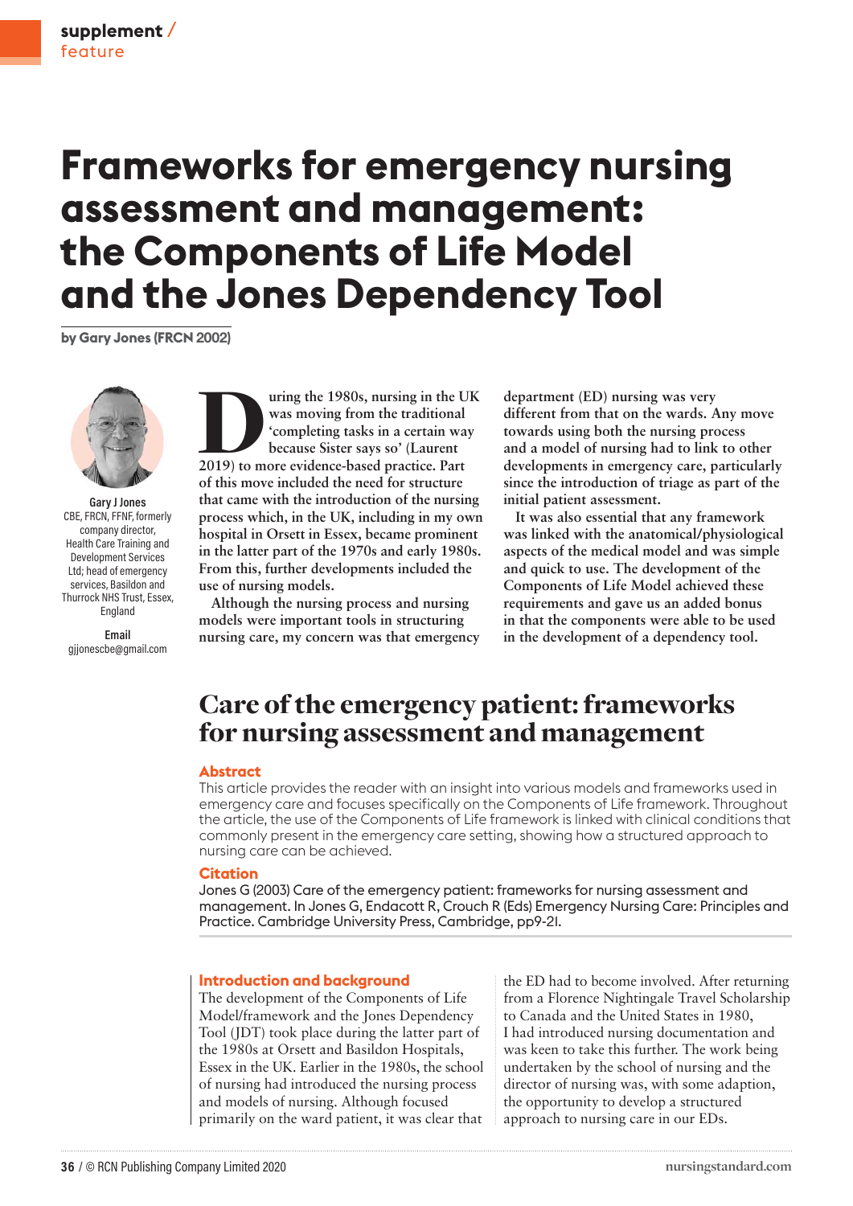supplement / feature

# Frameworks for emergency nursing assessment and management: the Components of Life Model and the Jones Dependency Tool

**by Gary Jones (FRCN 2002)**

**Gary J Jones**
CBE, FRCN, FFNF, formerly company director, Health Care Training and Development Services Ltd; head of emergency services, Basildon and Thurrock NHS Trust, Essex, England

**Email**
gjjonescbe@gmail.com

During the 1980s, nursing in the UK was moving from the traditional 'completing tasks in a certain way because Sister says so' (Laurent 2019) to more evidence-based practice. Part of this move included the need for structure that came with the introduction of the nursing process which, in the UK, including in my own hospital in Orsett in Essex, became prominent in the latter part of the 1970s and early 1980s. From this, further developments included the use of nursing models.

Although the nursing process and nursing models were important tools in structuring nursing care, my concern was that emergency department (ED) nursing was very different from that on the wards. Any move towards using both the nursing process and a model of nursing had to link to other developments in emergency care, particularly since the introduction of triage as part of the initial patient assessment.

It was also essential that any framework was linked with the anatomical/physiological aspects of the medical model and was simple and quick to use. The development of the Components of Life Model achieved these requirements and gave us an added bonus in that the components were able to be used in the development of a dependency tool.

## Care of the emergency patient: frameworks for nursing assessment and management

### Abstract

This article provides the reader with an insight into various models and frameworks used in emergency care and focuses specifically on the Components of Life framework. Throughout the article, the use of the Components of Life framework is linked with clinical conditions that commonly present in the emergency care setting, showing how a structured approach to nursing care can be achieved.

### Citation

Jones G (2003) Care of the emergency patient: frameworks for nursing assessment and management. In Jones G, Endacott R, Crouch R (Eds) Emergency Nursing Care: Principles and Practice. Cambridge University Press, Cambridge, pp9-21.

### Introduction and background

The development of the Components of Life Model/framework and the Jones Dependency Tool (JDT) took place during the latter part of the 1980s at Orsett and Basildon Hospitals, Essex in the UK. Earlier in the 1980s, the school of nursing had introduced the nursing process and models of nursing. Although focused primarily on the ward patient, it was clear that the ED had to become involved. After returning from a Florence Nightingale Travel Scholarship to Canada and the United States in 1980, I had introduced nursing documentation and was keen to take this further. The work being undertaken by the school of nursing and the director of nursing was, with some adaption, the opportunity to develop a structured approach to nursing care in our EDs.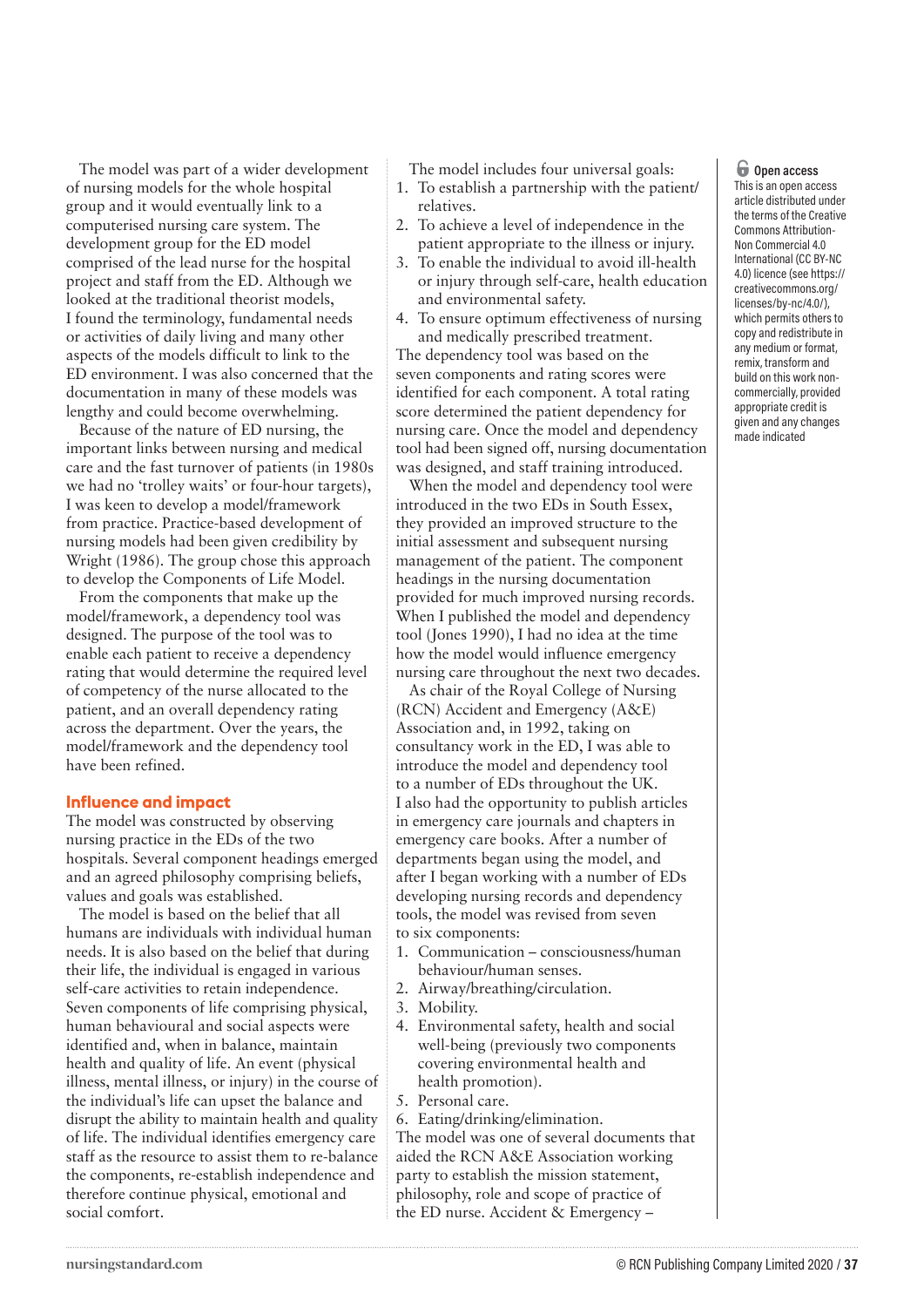The model was part of a wider development of nursing models for the whole hospital group and it would eventually link to a computerised nursing care system. The development group for the ED model comprised of the lead nurse for the hospital project and staff from the ED. Although we looked at the traditional theorist models, I found the terminology, fundamental needs or activities of daily living and many other aspects of the models difficult to link to the ED environment. I was also concerned that the documentation in many of these models was lengthy and could become overwhelming.

Because of the nature of ED nursing, the important links between nursing and medical care and the fast turnover of patients (in 1980s we had no 'trolley waits' or four-hour targets), I was keen to develop a model/framework from practice. Practice-based development of nursing models had been given credibility by Wright (1986). The group chose this approach to develop the Components of Life Model.

From the components that make up the model/framework, a dependency tool was designed. The purpose of the tool was to enable each patient to receive a dependency rating that would determine the required level of competency of the nurse allocated to the patient, and an overall dependency rating across the department. Over the years, the model/framework and the dependency tool have been refined.

## Influence and impact

The model was constructed by observing nursing practice in the EDs of the two hospitals. Several component headings emerged and an agreed philosophy comprising beliefs, values and goals was established.

The model is based on the belief that all humans are individuals with individual human needs. It is also based on the belief that during their life, the individual is engaged in various self-care activities to retain independence. Seven components of life comprising physical, human behavioural and social aspects were identified and, when in balance, maintain health and quality of life. An event (physical illness, mental illness, or injury) in the course of the individual's life can upset the balance and disrupt the ability to maintain health and quality of life. The individual identifies emergency care staff as the resource to assist them to re-balance the components, re-establish independence and therefore continue physical, emotional and social comfort.

The model includes four universal goals:

1. To establish a partnership with the patient/relatives.
2. To achieve a level of independence in the patient appropriate to the illness or injury.
3. To enable the individual to avoid ill-health or injury through self-care, health education and environmental safety.
4. To ensure optimum effectiveness of nursing and medically prescribed treatment.

The dependency tool was based on the seven components and rating scores were identified for each component. A total rating score determined the patient dependency for nursing care. Once the model and dependency tool had been signed off, nursing documentation was designed, and staff training introduced.

When the model and dependency tool were introduced in the two EDs in South Essex, they provided an improved structure to the initial assessment and subsequent nursing management of the patient. The component headings in the nursing documentation provided for much improved nursing records. When I published the model and dependency tool (Jones 1990), I had no idea at the time how the model would influence emergency nursing care throughout the next two decades.

As chair of the Royal College of Nursing (RCN) Accident and Emergency (A&E) Association and, in 1992, taking on consultancy work in the ED, I was able to introduce the model and dependency tool to a number of EDs throughout the UK. I also had the opportunity to publish articles in emergency care journals and chapters in emergency care books. After a number of departments began using the model, and after I began working with a number of EDs developing nursing records and dependency tools, the model was revised from seven to six components:

1. Communication – consciousness/human behaviour/human senses.
2. Airway/breathing/circulation.
3. Mobility.
4. Environmental safety, health and social well-being (previously two components covering environmental health and health promotion).
5. Personal care.
6. Eating/drinking/elimination.

The model was one of several documents that aided the RCN A&E Association working party to establish the mission statement, philosophy, role and scope of practice of the ED nurse. Accident & Emergency –

**Open access**
This is an open access article distributed under the terms of the Creative Commons Attribution-Non Commercial 4.0 International (CC BY-NC 4.0) licence (see https://creativecommons.org/licenses/by-nc/4.0/), which permits others to copy and redistribute in any medium or format, remix, transform and build on this work non-commercially, provided appropriate credit is given and any changes made indicated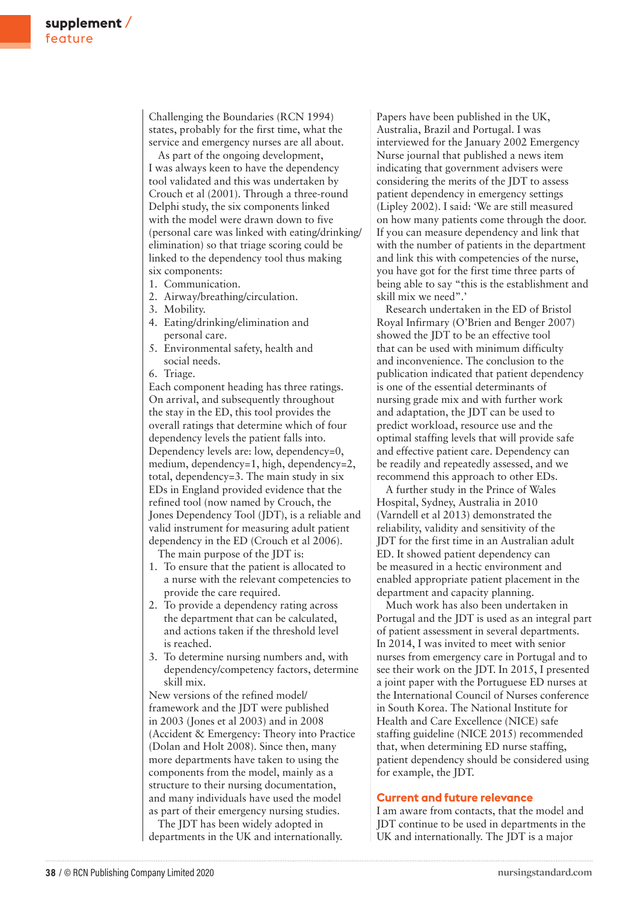Challenging the Boundaries (RCN 1994) states, probably for the first time, what the service and emergency nurses are all about.

As part of the ongoing development, I was always keen to have the dependency tool validated and this was undertaken by Crouch et al (2001). Through a three-round Delphi study, the six components linked with the model were drawn down to five (personal care was linked with eating/drinking/elimination) so that triage scoring could be linked to the dependency tool thus making six components:

1. Communication.
2. Airway/breathing/circulation.
3. Mobility.
4. Eating/drinking/elimination and personal care.
5. Environmental safety, health and social needs.
6. Triage.

Each component heading has three ratings. On arrival, and subsequently throughout the stay in the ED, this tool provides the overall ratings that determine which of four dependency levels the patient falls into. Dependency levels are: low, dependency=0, medium, dependency=1, high, dependency=2, total, dependency=3. The main study in six EDs in England provided evidence that the refined tool (now named by Crouch, the Jones Dependency Tool (JDT), is a reliable and valid instrument for measuring adult patient dependency in the ED (Crouch et al 2006).

The main purpose of the JDT is:

1. To ensure that the patient is allocated to a nurse with the relevant competencies to provide the care required.
2. To provide a dependency rating across the department that can be calculated, and actions taken if the threshold level is reached.
3. To determine nursing numbers and, with dependency/competency factors, determine skill mix.

New versions of the refined model/framework and the JDT were published in 2003 (Jones et al 2003) and in 2008 (Accident & Emergency: Theory into Practice (Dolan and Holt 2008). Since then, many more departments have taken to using the components from the model, mainly as a structure to their nursing documentation, and many individuals have used the model as part of their emergency nursing studies.

The JDT has been widely adopted in departments in the UK and internationally. Papers have been published in the UK, Australia, Brazil and Portugal. I was interviewed for the January 2002 Emergency Nurse journal that published a news item indicating that government advisers were considering the merits of the JDT to assess patient dependency in emergency settings (Lipley 2002). I said: 'We are still measured on how many patients come through the door. If you can measure dependency and link that with the number of patients in the department and link this with competencies of the nurse, you have got for the first time three parts of being able to say "this is the establishment and skill mix we need".'

Research undertaken in the ED of Bristol Royal Infirmary (O'Brien and Benger 2007) showed the JDT to be an effective tool that can be used with minimum difficulty and inconvenience. The conclusion to the publication indicated that patient dependency is one of the essential determinants of nursing grade mix and with further work and adaptation, the JDT can be used to predict workload, resource use and the optimal staffing levels that will provide safe and effective patient care. Dependency can be readily and repeatedly assessed, and we recommend this approach to other EDs.

A further study in the Prince of Wales Hospital, Sydney, Australia in 2010 (Varndell et al 2013) demonstrated the reliability, validity and sensitivity of the JDT for the first time in an Australian adult ED. It showed patient dependency can be measured in a hectic environment and enabled appropriate patient placement in the department and capacity planning.

Much work has also been undertaken in Portugal and the JDT is used as an integral part of patient assessment in several departments. In 2014, I was invited to meet with senior nurses from emergency care in Portugal and to see their work on the JDT. In 2015, I presented a joint paper with the Portuguese ED nurses at the International Council of Nurses conference in South Korea. The National Institute for Health and Care Excellence (NICE) safe staffing guideline (NICE 2015) recommended that, when determining ED nurse staffing, patient dependency should be considered using for example, the JDT.

## Current and future relevance

I am aware from contacts, that the model and JDT continue to be used in departments in the UK and internationally. The JDT is a major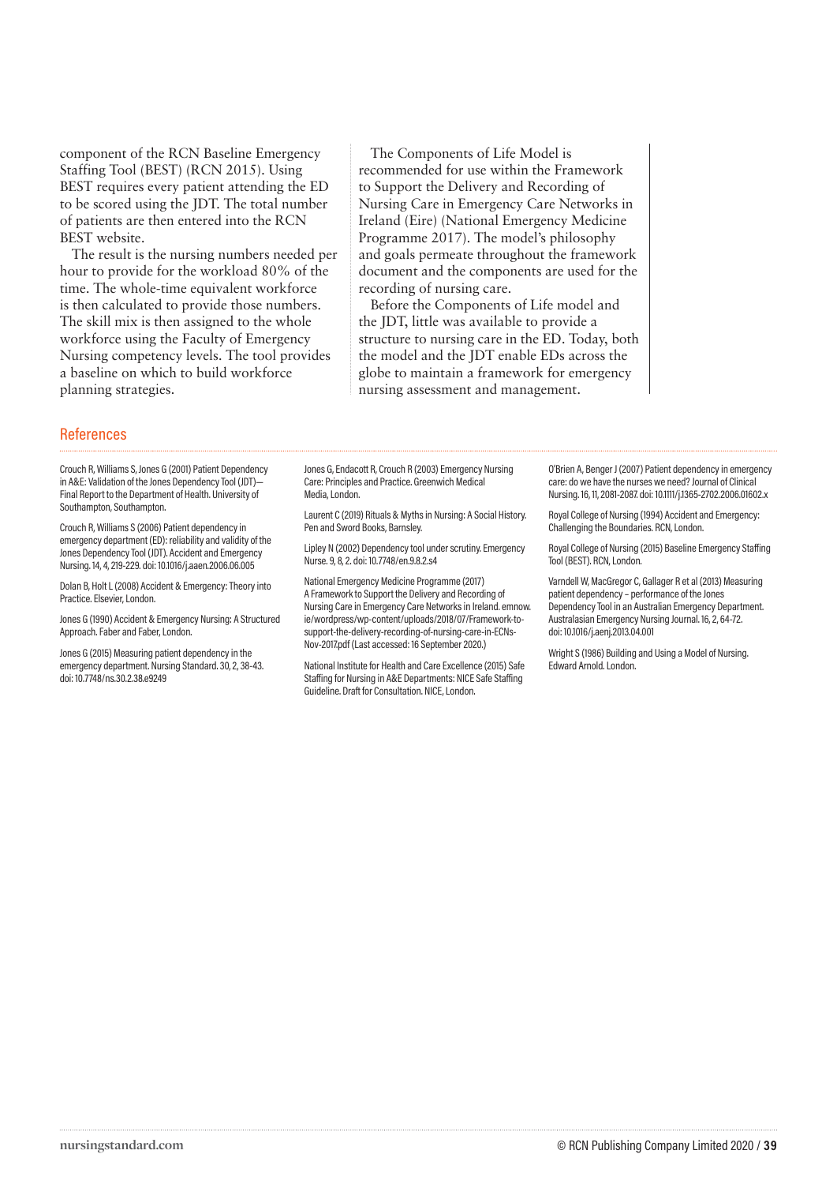component of the RCN Baseline Emergency Staffing Tool (BEST) (RCN 2015). Using BEST requires every patient attending the ED to be scored using the JDT. The total number of patients are then entered into the RCN BEST website.

The result is the nursing numbers needed per hour to provide for the workload 80% of the time. The whole-time equivalent workforce is then calculated to provide those numbers. The skill mix is then assigned to the whole workforce using the Faculty of Emergency Nursing competency levels. The tool provides a baseline on which to build workforce planning strategies.

The Components of Life Model is recommended for use within the Framework to Support the Delivery and Recording of Nursing Care in Emergency Care Networks in Ireland (Eire) (National Emergency Medicine Programme 2017). The model's philosophy and goals permeate throughout the framework document and the components are used for the recording of nursing care.

Before the Components of Life model and the JDT, little was available to provide a structure to nursing care in the ED. Today, both the model and the JDT enable EDs across the globe to maintain a framework for emergency nursing assessment and management.

## References

Crouch R, Williams S, Jones G (2001) Patient Dependency in A&E: Validation of the Jones Dependency Tool (JDT)— Final Report to the Department of Health. University of Southampton, Southampton.

Crouch R, Williams S (2006) Patient dependency in emergency department (ED): reliability and validity of the Jones Dependency Tool (JDT). Accident and Emergency Nursing. 14, 4, 219-229. doi: 10.1016/j.aaen.2006.06.005

Dolan B, Holt L (2008) Accident & Emergency: Theory into Practice. Elsevier, London.

Jones G (1990) Accident & Emergency Nursing: A Structured Approach. Faber and Faber, London.

Jones G (2015) Measuring patient dependency in the emergency department. Nursing Standard. 30, 2, 38-43. doi: 10.7748/ns.30.2.38.e9249

Jones G, Endacott R, Crouch R (2003) Emergency Nursing Care: Principles and Practice. Greenwich Medical Media, London.

Laurent C (2019) Rituals & Myths in Nursing: A Social History. Pen and Sword Books, Barnsley.

Lipley N (2002) Dependency tool under scrutiny. Emergency Nurse. 9, 8, 2. doi: 10.7748/en.9.8.2.s4

National Emergency Medicine Programme (2017) A Framework to Support the Delivery and Recording of Nursing Care in Emergency Care Networks in Ireland. emnow.ie/wordpress/wp-content/uploads/2018/07/Framework-to-support-the-delivery-recording-of-nursing-care-in-ECNs-Nov-2017.pdf (Last accessed: 16 September 2020.)

National Institute for Health and Care Excellence (2015) Safe Staffing for Nursing in A&E Departments: NICE Safe Staffing Guideline. Draft for Consultation. NICE, London.

O'Brien A, Benger J (2007) Patient dependency in emergency care: do we have the nurses we need? Journal of Clinical Nursing. 16, 11, 2081-2087. doi: 10.1111/j.1365-2702.2006.01602.x

Royal College of Nursing (1994) Accident and Emergency: Challenging the Boundaries. RCN, London.

Royal College of Nursing (2015) Baseline Emergency Staffing Tool (BEST). RCN, London.

Varndell W, MacGregor C, Gallager R et al (2013) Measuring patient dependency – performance of the Jones Dependency Tool in an Australian Emergency Department. Australasian Emergency Nursing Journal. 16, 2, 64-72. doi: 10.1016/j.aenj.2013.04.001

Wright S (1986) Building and Using a Model of Nursing. Edward Arnold. London.